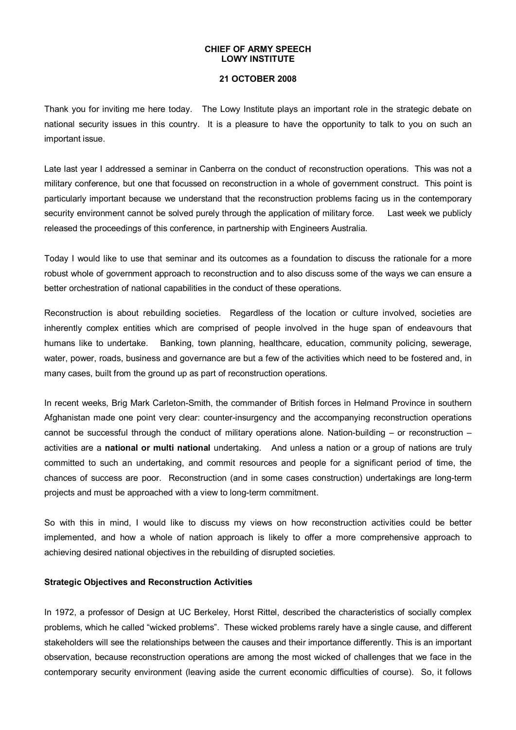**CHIEF OF ARMY SPEECH**
**LOWY INSTITUTE**

**21 OCTOBER 2008**

Thank you for inviting me here today. The Lowy Institute plays an important role in the strategic debate on national security issues in this country. It is a pleasure to have the opportunity to talk to you on such an important issue.

Late last year I addressed a seminar in Canberra on the conduct of reconstruction operations. This was not a military conference, but one that focussed on reconstruction in a whole of government construct. This point is particularly important because we understand that the reconstruction problems facing us in the contemporary security environment cannot be solved purely through the application of military force. Last week we publicly released the proceedings of this conference, in partnership with Engineers Australia.

Today I would like to use that seminar and its outcomes as a foundation to discuss the rationale for a more robust whole of government approach to reconstruction and to also discuss some of the ways we can ensure a better orchestration of national capabilities in the conduct of these operations.

Reconstruction is about rebuilding societies. Regardless of the location or culture involved, societies are inherently complex entities which are comprised of people involved in the huge span of endeavours that humans like to undertake. Banking, town planning, healthcare, education, community policing, sewerage, water, power, roads, business and governance are but a few of the activities which need to be fostered and, in many cases, built from the ground up as part of reconstruction operations.

In recent weeks, Brig Mark Carleton-Smith, the commander of British forces in Helmand Province in southern Afghanistan made one point very clear: counter-insurgency and the accompanying reconstruction operations cannot be successful through the conduct of military operations alone. Nation-building – or reconstruction – activities are a **national or multi national** undertaking. And unless a nation or a group of nations are truly committed to such an undertaking, and commit resources and people for a significant period of time, the chances of success are poor. Reconstruction (and in some cases construction) undertakings are long-term projects and must be approached with a view to long-term commitment.

So with this in mind, I would like to discuss my views on how reconstruction activities could be better implemented, and how a whole of nation approach is likely to offer a more comprehensive approach to achieving desired national objectives in the rebuilding of disrupted societies.

**Strategic Objectives and Reconstruction Activities**

In 1972, a professor of Design at UC Berkeley, Horst Rittel, described the characteristics of socially complex problems, which he called "wicked problems". These wicked problems rarely have a single cause, and different stakeholders will see the relationships between the causes and their importance differently. This is an important observation, because reconstruction operations are among the most wicked of challenges that we face in the contemporary security environment (leaving aside the current economic difficulties of course). So, it follows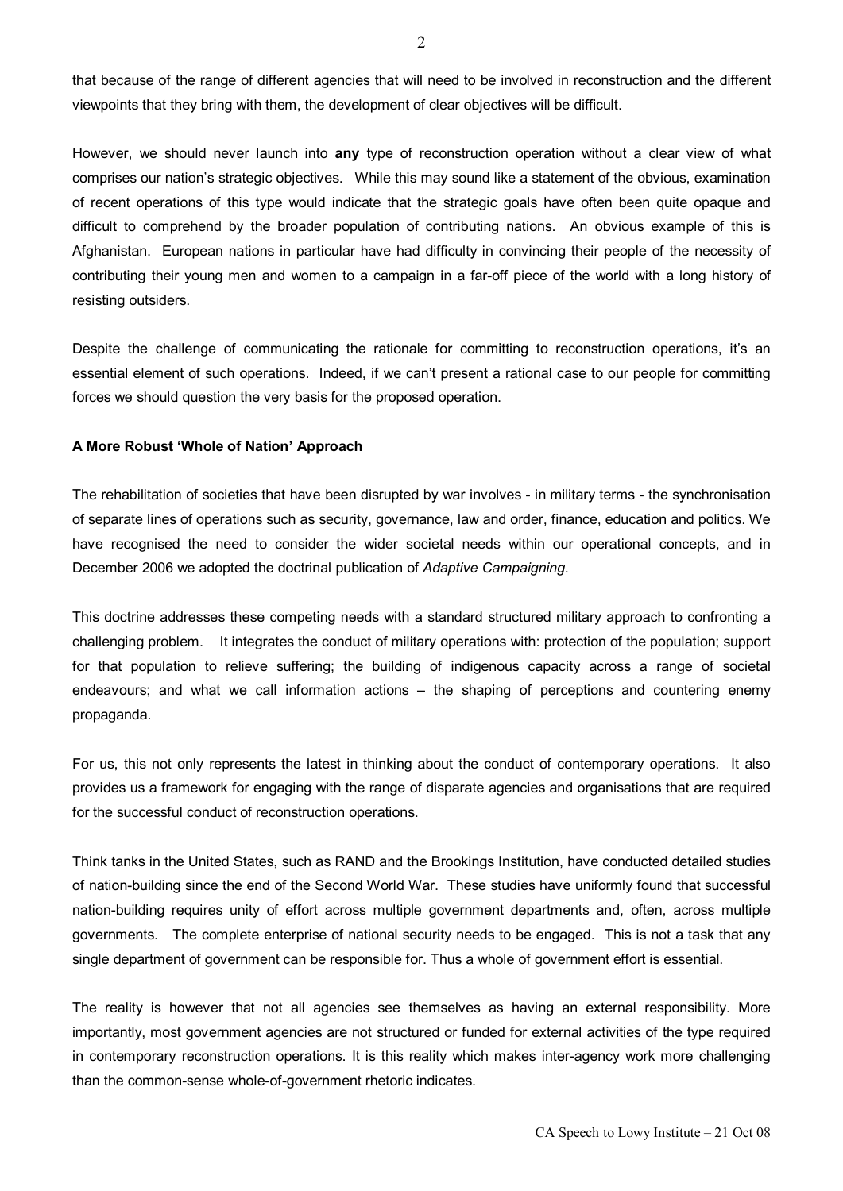that because of the range of different agencies that will need to be involved in reconstruction and the different viewpoints that they bring with them, the development of clear objectives will be difficult.

However, we should never launch into **any** type of reconstruction operation without a clear view of what comprises our nation's strategic objectives. While this may sound like a statement of the obvious, examination of recent operations of this type would indicate that the strategic goals have often been quite opaque and difficult to comprehend by the broader population of contributing nations. An obvious example of this is Afghanistan. European nations in particular have had difficulty in convincing their people of the necessity of contributing their young men and women to a campaign in a far-off piece of the world with a long history of resisting outsiders.

Despite the challenge of communicating the rationale for committing to reconstruction operations, it's an essential element of such operations. Indeed, if we can't present a rational case to our people for committing forces we should question the very basis for the proposed operation.

**A More Robust 'Whole of Nation' Approach**

The rehabilitation of societies that have been disrupted by war involves - in military terms - the synchronisation of separate lines of operations such as security, governance, law and order, finance, education and politics. We have recognised the need to consider the wider societal needs within our operational concepts, and in December 2006 we adopted the doctrinal publication of *Adaptive Campaigning*.

This doctrine addresses these competing needs with a standard structured military approach to confronting a challenging problem. It integrates the conduct of military operations with: protection of the population; support for that population to relieve suffering; the building of indigenous capacity across a range of societal endeavours; and what we call information actions – the shaping of perceptions and countering enemy propaganda.

For us, this not only represents the latest in thinking about the conduct of contemporary operations. It also provides us a framework for engaging with the range of disparate agencies and organisations that are required for the successful conduct of reconstruction operations.

Think tanks in the United States, such as RAND and the Brookings Institution, have conducted detailed studies of nation-building since the end of the Second World War. These studies have uniformly found that successful nation-building requires unity of effort across multiple government departments and, often, across multiple governments. The complete enterprise of national security needs to be engaged. This is not a task that any single department of government can be responsible for. Thus a whole of government effort is essential.

The reality is however that not all agencies see themselves as having an external responsibility. More importantly, most government agencies are not structured or funded for external activities of the type required in contemporary reconstruction operations. It is this reality which makes inter-agency work more challenging than the common-sense whole-of-government rhetoric indicates.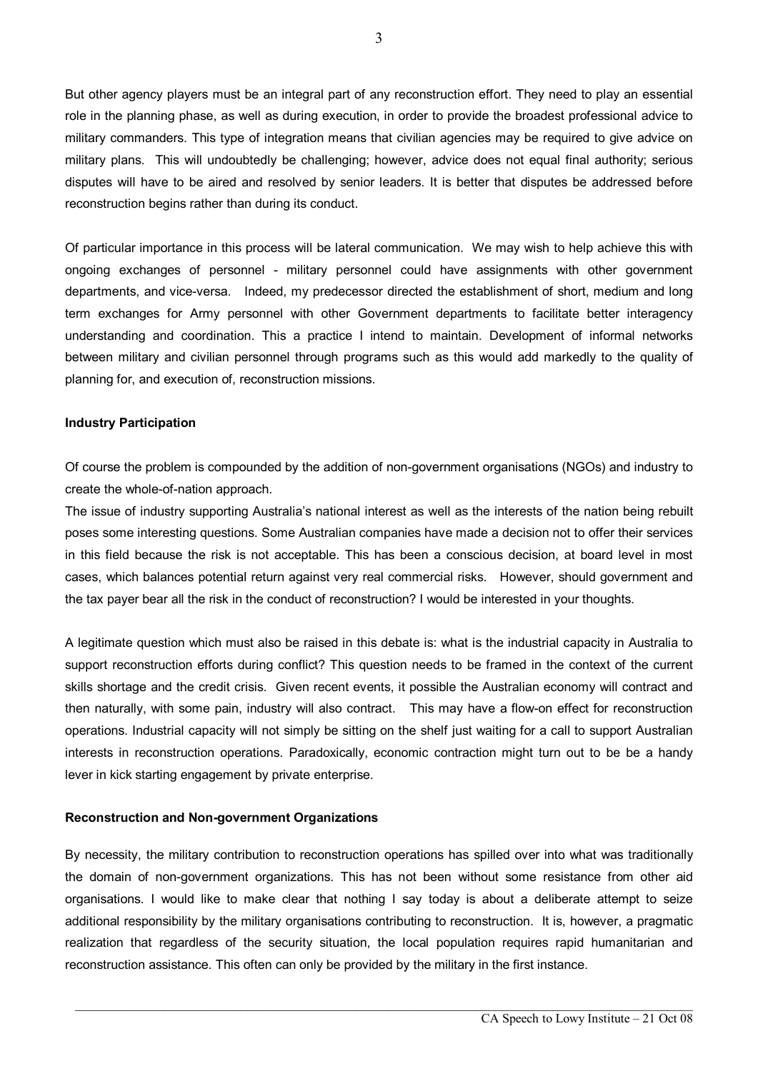But other agency players must be an integral part of any reconstruction effort. They need to play an essential role in the planning phase, as well as during execution, in order to provide the broadest professional advice to military commanders. This type of integration means that civilian agencies may be required to give advice on military plans. This will undoubtedly be challenging; however, advice does not equal final authority; serious disputes will have to be aired and resolved by senior leaders. It is better that disputes be addressed before reconstruction begins rather than during its conduct.

Of particular importance in this process will be lateral communication. We may wish to help achieve this with ongoing exchanges of personnel - military personnel could have assignments with other government departments, and vice-versa. Indeed, my predecessor directed the establishment of short, medium and long term exchanges for Army personnel with other Government departments to facilitate better interagency understanding and coordination. This a practice I intend to maintain. Development of informal networks between military and civilian personnel through programs such as this would add markedly to the quality of planning for, and execution of, reconstruction missions.

**Industry Participation**

Of course the problem is compounded by the addition of non-government organisations (NGOs) and industry to create the whole-of-nation approach.

The issue of industry supporting Australia's national interest as well as the interests of the nation being rebuilt poses some interesting questions. Some Australian companies have made a decision not to offer their services in this field because the risk is not acceptable. This has been a conscious decision, at board level in most cases, which balances potential return against very real commercial risks. However, should government and the tax payer bear all the risk in the conduct of reconstruction? I would be interested in your thoughts.

A legitimate question which must also be raised in this debate is: what is the industrial capacity in Australia to support reconstruction efforts during conflict? This question needs to be framed in the context of the current skills shortage and the credit crisis. Given recent events, it possible the Australian economy will contract and then naturally, with some pain, industry will also contract. This may have a flow-on effect for reconstruction operations. Industrial capacity will not simply be sitting on the shelf just waiting for a call to support Australian interests in reconstruction operations. Paradoxically, economic contraction might turn out to be be a handy lever in kick starting engagement by private enterprise.

**Reconstruction and Non-government Organizations**

By necessity, the military contribution to reconstruction operations has spilled over into what was traditionally the domain of non-government organizations. This has not been without some resistance from other aid organisations. I would like to make clear that nothing I say today is about a deliberate attempt to seize additional responsibility by the military organisations contributing to reconstruction. It is, however, a pragmatic realization that regardless of the security situation, the local population requires rapid humanitarian and reconstruction assistance. This often can only be provided by the military in the first instance.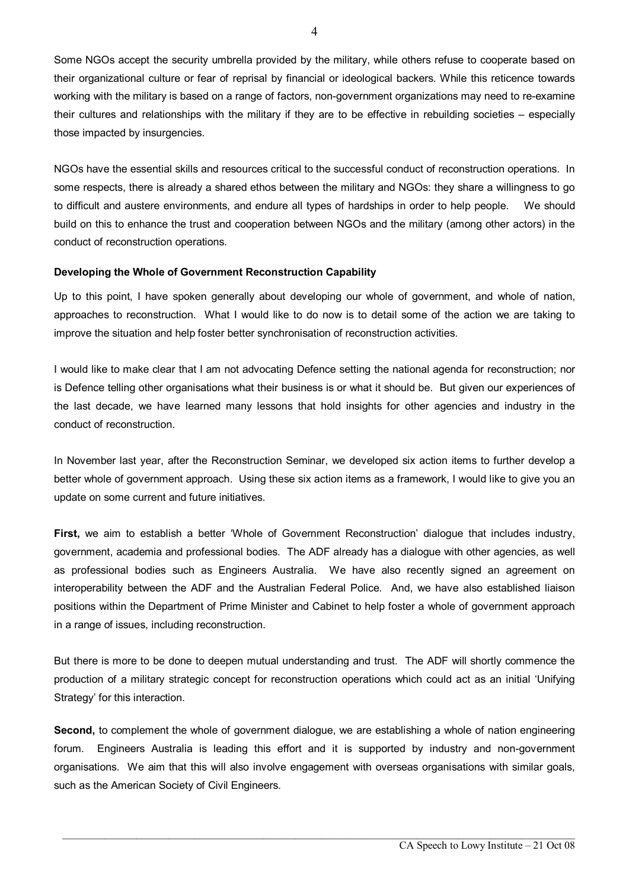Some NGOs accept the security umbrella provided by the military, while others refuse to cooperate based on their organizational culture or fear of reprisal by financial or ideological backers. While this reticence towards working with the military is based on a range of factors, non-government organizations may need to re-examine their cultures and relationships with the military if they are to be effective in rebuilding societies – especially those impacted by insurgencies.

NGOs have the essential skills and resources critical to the successful conduct of reconstruction operations. In some respects, there is already a shared ethos between the military and NGOs: they share a willingness to go to difficult and austere environments, and endure all types of hardships in order to help people. We should build on this to enhance the trust and cooperation between NGOs and the military (among other actors) in the conduct of reconstruction operations.

**Developing the Whole of Government Reconstruction Capability**

Up to this point, I have spoken generally about developing our whole of government, and whole of nation, approaches to reconstruction. What I would like to do now is to detail some of the action we are taking to improve the situation and help foster better synchronisation of reconstruction activities.

I would like to make clear that I am not advocating Defence setting the national agenda for reconstruction; nor is Defence telling other organisations what their business is or what it should be. But given our experiences of the last decade, we have learned many lessons that hold insights for other agencies and industry in the conduct of reconstruction.

In November last year, after the Reconstruction Seminar, we developed six action items to further develop a better whole of government approach. Using these six action items as a framework, I would like to give you an update on some current and future initiatives.

**First,** we aim to establish a better 'Whole of Government Reconstruction' dialogue that includes industry, government, academia and professional bodies. The ADF already has a dialogue with other agencies, as well as professional bodies such as Engineers Australia. We have also recently signed an agreement on interoperability between the ADF and the Australian Federal Police. And, we have also established liaison positions within the Department of Prime Minister and Cabinet to help foster a whole of government approach in a range of issues, including reconstruction.

But there is more to be done to deepen mutual understanding and trust. The ADF will shortly commence the production of a military strategic concept for reconstruction operations which could act as an initial 'Unifying Strategy' for this interaction.

**Second,** to complement the whole of government dialogue, we are establishing a whole of nation engineering forum. Engineers Australia is leading this effort and it is supported by industry and non-government organisations. We aim that this will also involve engagement with overseas organisations with similar goals, such as the American Society of Civil Engineers.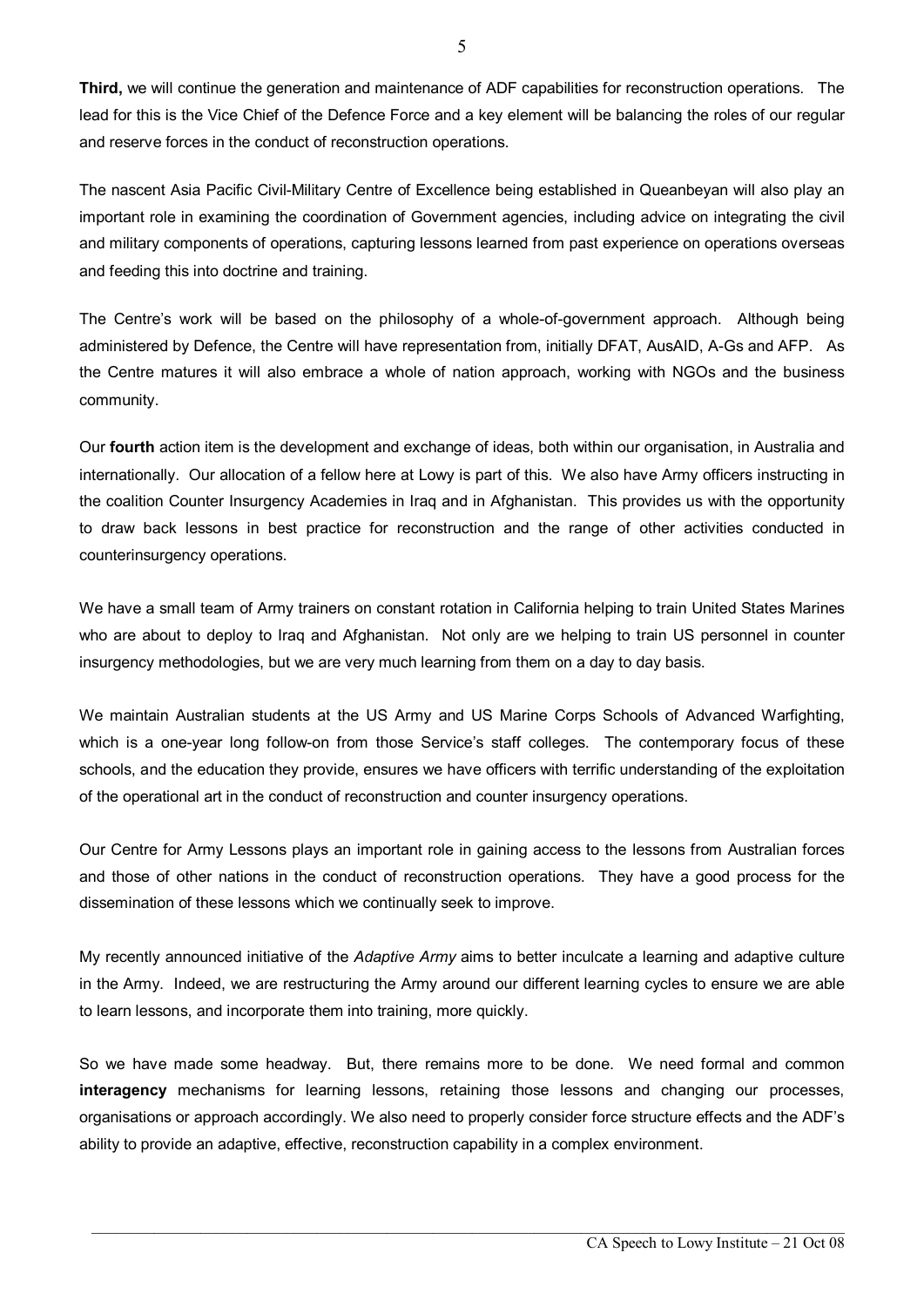**Third,** we will continue the generation and maintenance of ADF capabilities for reconstruction operations. The lead for this is the Vice Chief of the Defence Force and a key element will be balancing the roles of our regular and reserve forces in the conduct of reconstruction operations.

The nascent Asia Pacific Civil-Military Centre of Excellence being established in Queanbeyan will also play an important role in examining the coordination of Government agencies, including advice on integrating the civil and military components of operations, capturing lessons learned from past experience on operations overseas and feeding this into doctrine and training.

The Centre's work will be based on the philosophy of a whole-of-government approach. Although being administered by Defence, the Centre will have representation from, initially DFAT, AusAID, A-Gs and AFP. As the Centre matures it will also embrace a whole of nation approach, working with NGOs and the business community.

Our **fourth** action item is the development and exchange of ideas, both within our organisation, in Australia and internationally. Our allocation of a fellow here at Lowy is part of this. We also have Army officers instructing in the coalition Counter Insurgency Academies in Iraq and in Afghanistan. This provides us with the opportunity to draw back lessons in best practice for reconstruction and the range of other activities conducted in counterinsurgency operations.

We have a small team of Army trainers on constant rotation in California helping to train United States Marines who are about to deploy to Iraq and Afghanistan. Not only are we helping to train US personnel in counter insurgency methodologies, but we are very much learning from them on a day to day basis.

We maintain Australian students at the US Army and US Marine Corps Schools of Advanced Warfighting, which is a one-year long follow-on from those Service's staff colleges. The contemporary focus of these schools, and the education they provide, ensures we have officers with terrific understanding of the exploitation of the operational art in the conduct of reconstruction and counter insurgency operations.

Our Centre for Army Lessons plays an important role in gaining access to the lessons from Australian forces and those of other nations in the conduct of reconstruction operations. They have a good process for the dissemination of these lessons which we continually seek to improve.

My recently announced initiative of the *Adaptive Army* aims to better inculcate a learning and adaptive culture in the Army. Indeed, we are restructuring the Army around our different learning cycles to ensure we are able to learn lessons, and incorporate them into training, more quickly.

So we have made some headway. But, there remains more to be done. We need formal and common **interagency** mechanisms for learning lessons, retaining those lessons and changing our processes, organisations or approach accordingly. We also need to properly consider force structure effects and the ADF's ability to provide an adaptive, effective, reconstruction capability in a complex environment.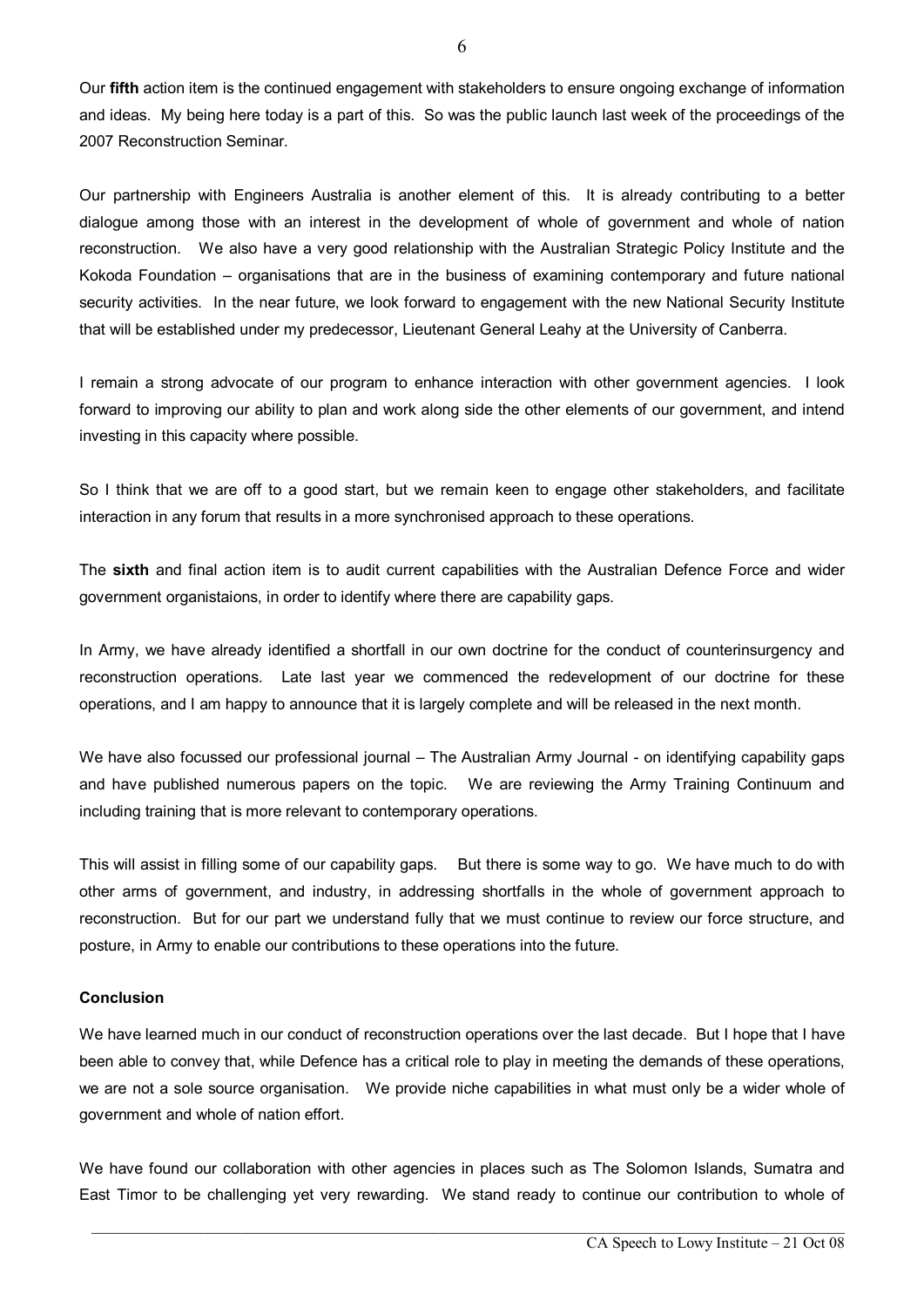Our **fifth** action item is the continued engagement with stakeholders to ensure ongoing exchange of information and ideas. My being here today is a part of this. So was the public launch last week of the proceedings of the 2007 Reconstruction Seminar.

Our partnership with Engineers Australia is another element of this. It is already contributing to a better dialogue among those with an interest in the development of whole of government and whole of nation reconstruction. We also have a very good relationship with the Australian Strategic Policy Institute and the Kokoda Foundation – organisations that are in the business of examining contemporary and future national security activities. In the near future, we look forward to engagement with the new National Security Institute that will be established under my predecessor, Lieutenant General Leahy at the University of Canberra.

I remain a strong advocate of our program to enhance interaction with other government agencies. I look forward to improving our ability to plan and work along side the other elements of our government, and intend investing in this capacity where possible.

So I think that we are off to a good start, but we remain keen to engage other stakeholders, and facilitate interaction in any forum that results in a more synchronised approach to these operations.

The **sixth** and final action item is to audit current capabilities with the Australian Defence Force and wider government organistaions, in order to identify where there are capability gaps.

In Army, we have already identified a shortfall in our own doctrine for the conduct of counterinsurgency and reconstruction operations. Late last year we commenced the redevelopment of our doctrine for these operations, and I am happy to announce that it is largely complete and will be released in the next month.

We have also focussed our professional journal – The Australian Army Journal - on identifying capability gaps and have published numerous papers on the topic. We are reviewing the Army Training Continuum and including training that is more relevant to contemporary operations.

This will assist in filling some of our capability gaps. But there is some way to go. We have much to do with other arms of government, and industry, in addressing shortfalls in the whole of government approach to reconstruction. But for our part we understand fully that we must continue to review our force structure, and posture, in Army to enable our contributions to these operations into the future.

**Conclusion**

We have learned much in our conduct of reconstruction operations over the last decade. But I hope that I have been able to convey that, while Defence has a critical role to play in meeting the demands of these operations, we are not a sole source organisation. We provide niche capabilities in what must only be a wider whole of government and whole of nation effort.

We have found our collaboration with other agencies in places such as The Solomon Islands, Sumatra and East Timor to be challenging yet very rewarding. We stand ready to continue our contribution to whole of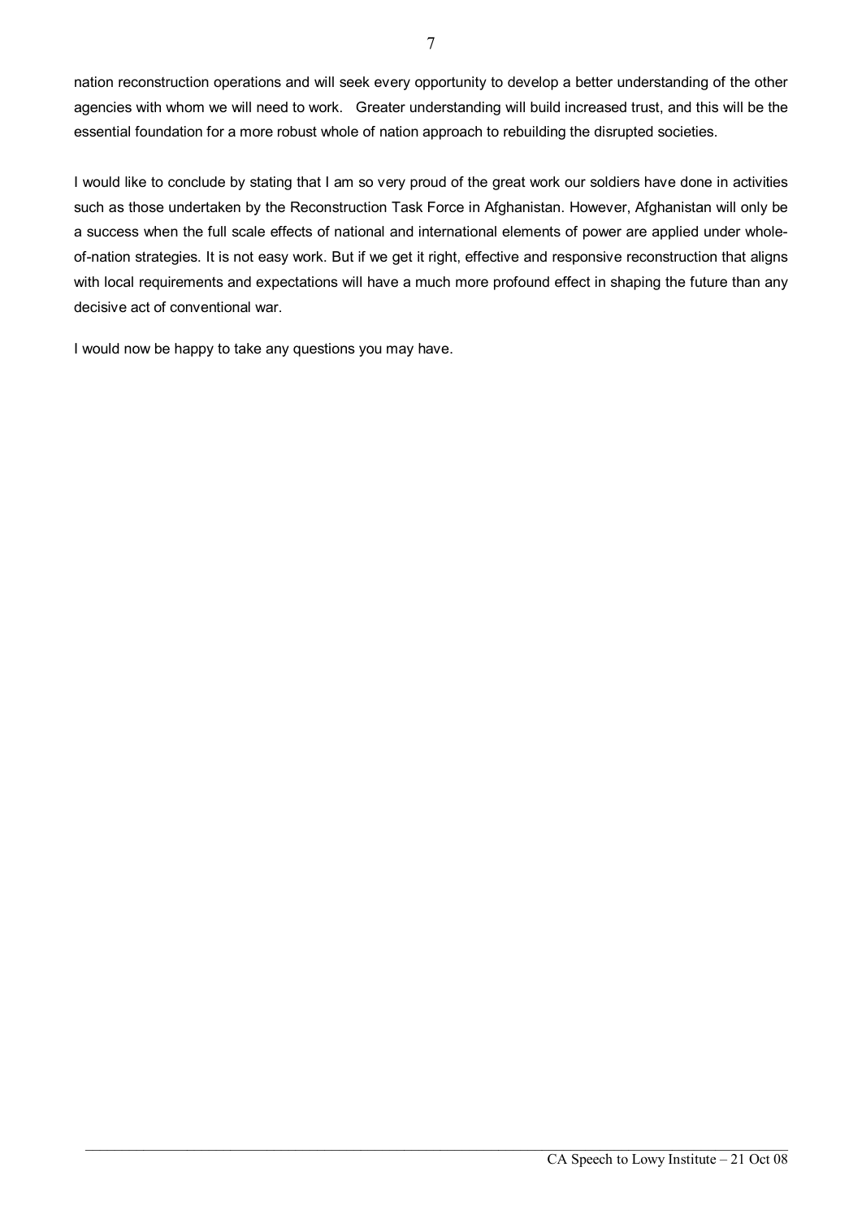nation reconstruction operations and will seek every opportunity to develop a better understanding of the other agencies with whom we will need to work. Greater understanding will build increased trust, and this will be the essential foundation for a more robust whole of nation approach to rebuilding the disrupted societies.

I would like to conclude by stating that I am so very proud of the great work our soldiers have done in activities such as those undertaken by the Reconstruction Task Force in Afghanistan. However, Afghanistan will only be a success when the full scale effects of national and international elements of power are applied under whole-of-nation strategies. It is not easy work. But if we get it right, effective and responsive reconstruction that aligns with local requirements and expectations will have a much more profound effect in shaping the future than any decisive act of conventional war.

I would now be happy to take any questions you may have.